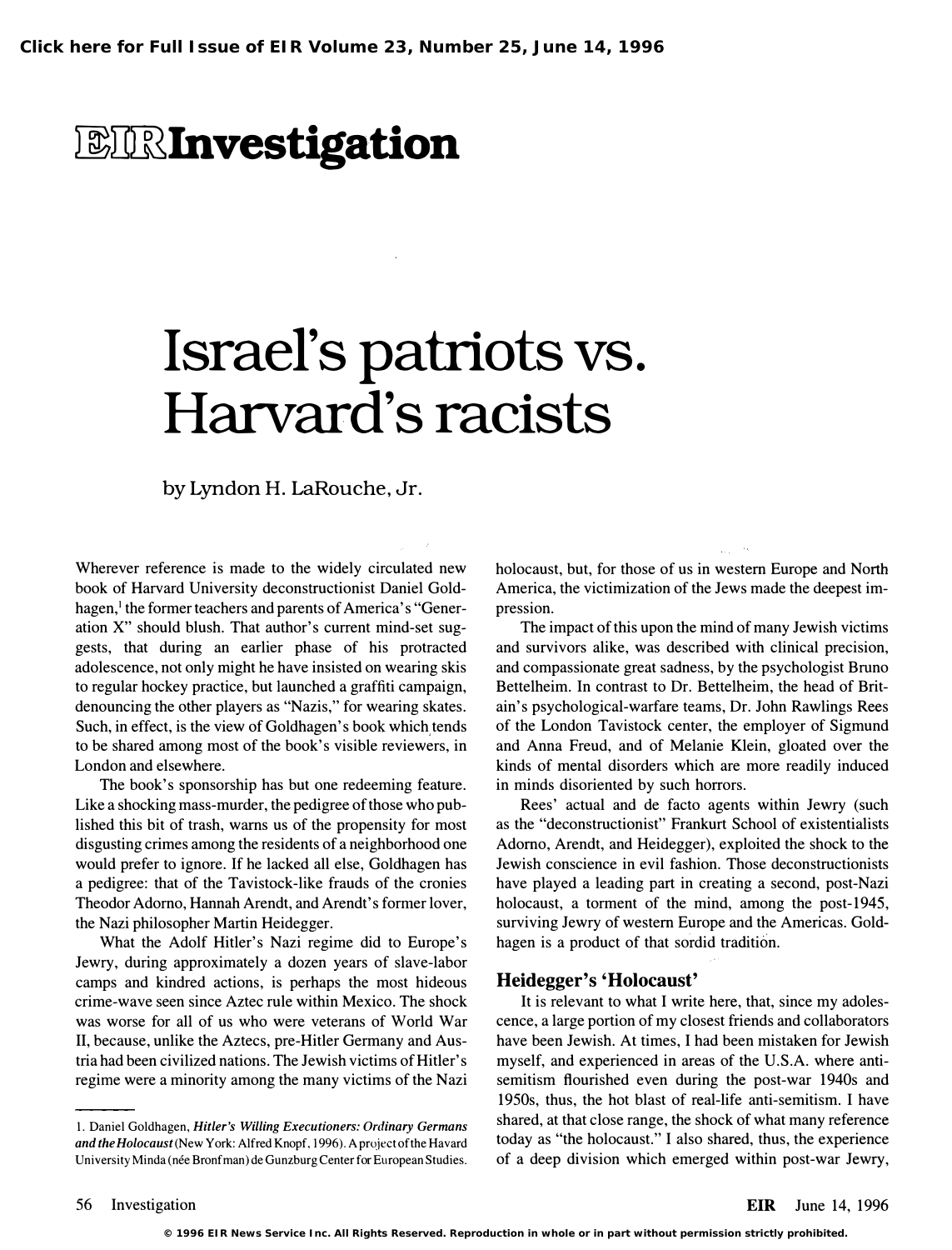# EIR Investigation

# Israel's patriots vs. Harvard's racists

by Lyndon H. LaRouche, Jr.

Wherever reference is made to the widely circulated new book of Harvard University deconstructionist Daniel Goldhagen,[1] the former teachers and parents of America's "Generation X" should blush. That author's current mind-set suggests, that during an earlier phase of his protracted adolescence, not only might he have insisted on wearing skis to regular hockey practice, but launched a graffiti campaign, denouncing the other players as "Nazis," for wearing skates. Such, in effect, is the view of Goldhagen's book which tends to be shared among most of the book's visible reviewers, in London and elsewhere.

The book's sponsorship has but one redeeming feature. Like a shocking mass-murder, the pedigree of those who published this bit of trash, warns us of the propensity for most disgusting crimes among the residents of a neighborhood one would prefer to ignore. If he lacked all else, Goldhagen has a pedigree: that of the Tavistock-like frauds of the cronies Theodor Adorno, Hannah Arendt, and Arendt's former lover, the Nazi philosopher Martin Heidegger.

What the Adolf Hitler's Nazi regime did to Europe's Jewry, during approximately a dozen years of slave-labor camps and kindred actions, is perhaps the most hideous crime-wave seen since Aztec rule within Mexico. The shock was worse for all of us who were veterans of World War II, because, unlike the Aztecs, pre-Hitler Germany and Austria had been civilized nations. The Jewish victims of Hitler's regime were a minority among the many victims of the Nazi holocaust, but, for those of us in western Europe and North America, the victimization of the Jews made the deepest impression.

The impact of this upon the mind of many Jewish victims and survivors alike, was described with clinical precision, and compassionate great sadness, by the psychologist Bruno Bettelheim. In contrast to Dr. Bettelheim, the head of Britain's psychological-warfare teams, Dr. John Rawlings Rees of the London Tavistock center, the employer of Sigmund and Anna Freud, and of Melanie Klein, gloated over the kinds of mental disorders which are more readily induced in minds disoriented by such horrors.

Rees' actual and de facto agents within Jewry (such as the "deconstructionist" Frankurt School of existentialists Adorno, Arendt, and Heidegger), exploited the shock to the Jewish conscience in evil fashion. Those deconstructionists have played a leading part in creating a second, post-Nazi holocaust, a torment of the mind, among the post-1945, surviving Jewry of western Europe and the Americas. Goldhagen is a product of that sordid tradition.

## Heidegger's 'Holocaust'

It is relevant to what I write here, that, since my adolescence, a large portion of my closest friends and collaborators have been Jewish. At times, I had been mistaken for Jewish myself, and experienced in areas of the U.S.A. where anti-semitism flourished even during the post-war 1940s and 1950s, thus, the hot blast of real-life anti-semitism. I have shared, at that close range, the shock of what many reference today as "the holocaust." I also shared, thus, the experience of a deep division which emerged within post-war Jewry,

---

1. Daniel Goldhagen, ***Hitler's Willing Executioners: Ordinary Germans and the Holocaust*** (New York: Alfred Knopf, 1996). A project of the Havard University Minda (née Bronfman) de Gunzburg Center for European Studies.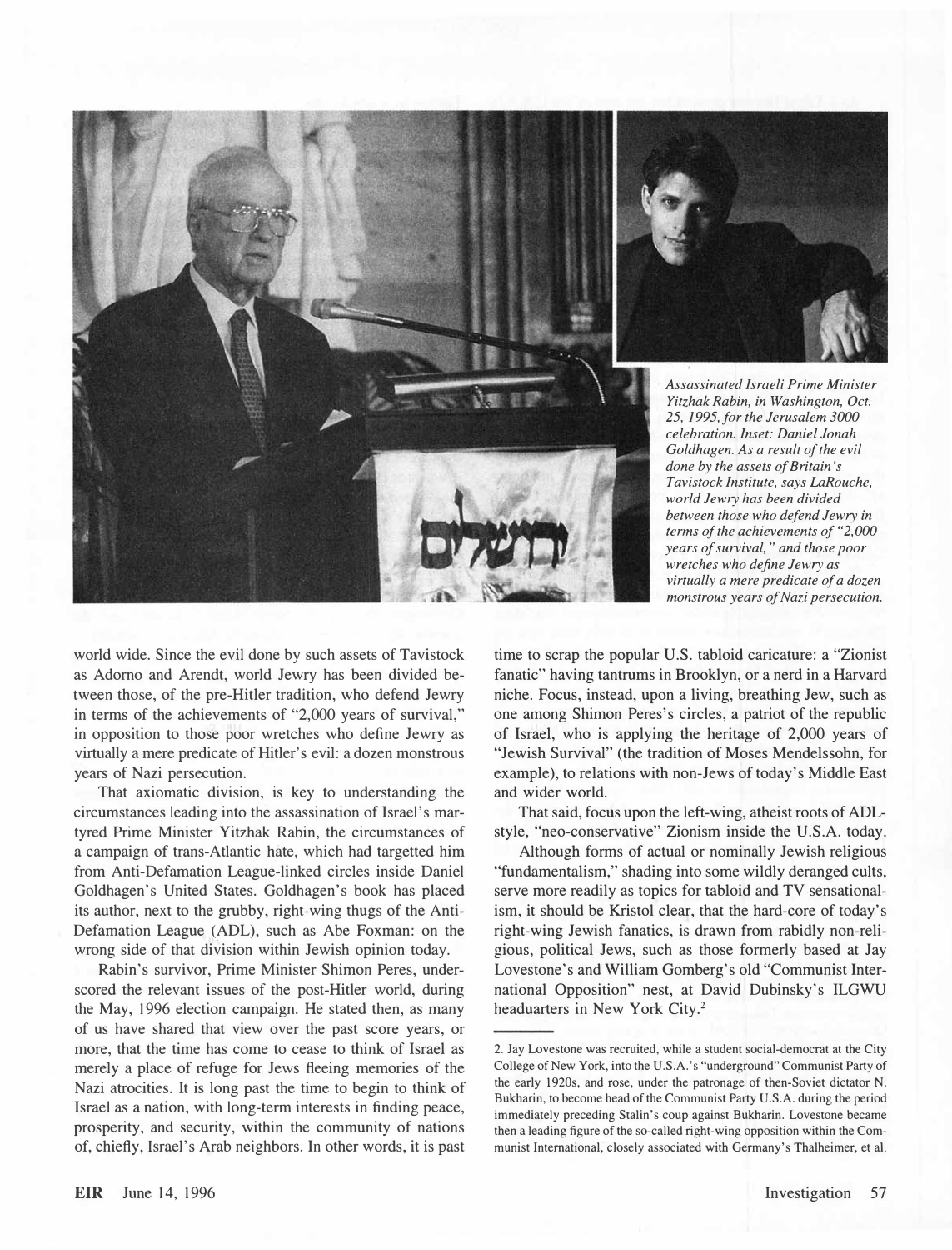*Assassinated Israeli Prime Minister Yitzhak Rabin, in Washington, Oct. 25, 1995, for the Jerusalem 3000 celebration. Inset: Daniel Jonah Goldhagen. As a result of the evil done by the assets of Britain's Tavistock Institute, says LaRouche, world Jewry has been divided between those who defend Jewry in terms of the achievements of "2,000 years of survival," and those poor wretches who define Jewry as virtually a mere predicate of a dozen monstrous years of Nazi persecution.*

world wide. Since the evil done by such assets of Tavistock as Adorno and Arendt, world Jewry has been divided between those, of the pre-Hitler tradition, who defend Jewry in terms of the achievements of "2,000 years of survival," in opposition to those poor wretches who define Jewry as virtually a mere predicate of Hitler's evil: a dozen monstrous years of Nazi persecution.

That axiomatic division, is key to understanding the circumstances leading into the assassination of Israel's martyred Prime Minister Yitzhak Rabin, the circumstances of a campaign of trans-Atlantic hate, which had targetted him from Anti-Defamation League-linked circles inside Daniel Goldhagen's United States. Goldhagen's book has placed its author, next to the grubby, right-wing thugs of the Anti-Defamation League (ADL), such as Abe Foxman: on the wrong side of that division within Jewish opinion today.

Rabin's survivor, Prime Minister Shimon Peres, underscored the relevant issues of the post-Hitler world, during the May, 1996 election campaign. He stated then, as many of us have shared that view over the past score years, or more, that the time has come to cease to think of Israel as merely a place of refuge for Jews fleeing memories of the Nazi atrocities. It is long past the time to begin to think of Israel as a nation, with long-term interests in finding peace, prosperity, and security, within the community of nations of, chiefly, Israel's Arab neighbors. In other words, it is past time to scrap the popular U.S. tabloid caricature: a "Zionist fanatic" having tantrums in Brooklyn, or a nerd in a Harvard niche. Focus, instead, upon a living, breathing Jew, such as one among Shimon Peres's circles, a patriot of the republic of Israel, who is applying the heritage of 2,000 years of "Jewish Survival" (the tradition of Moses Mendelssohn, for example), to relations with non-Jews of today's Middle East and wider world.

That said, focus upon the left-wing, atheist roots of ADL-style, "neo-conservative" Zionism inside the U.S.A. today.

Although forms of actual or nominally Jewish religious "fundamentalism," shading into some wildly deranged cults, serve more readily as topics for tabloid and TV sensationalism, it should be Kristol clear, that the hard-core of today's right-wing Jewish fanatics, is drawn from rabidly non-religious, political Jews, such as those formerly based at Jay Lovestone's and William Gomberg's old "Communist International Opposition" nest, at David Dubinsky's ILGWU headquarters in New York City.[2]

---

2. Jay Lovestone was recruited, while a student social-democrat at the City College of New York, into the U.S.A.'s "underground" Communist Party of the early 1920s, and rose, under the patronage of then-Soviet dictator N. Bukharin, to become head of the Communist Party U.S.A. during the period immediately preceding Stalin's coup against Bukharin. Lovestone became then a leading figure of the so-called right-wing opposition within the Communist International, closely associated with Germany's Thalheimer, et al.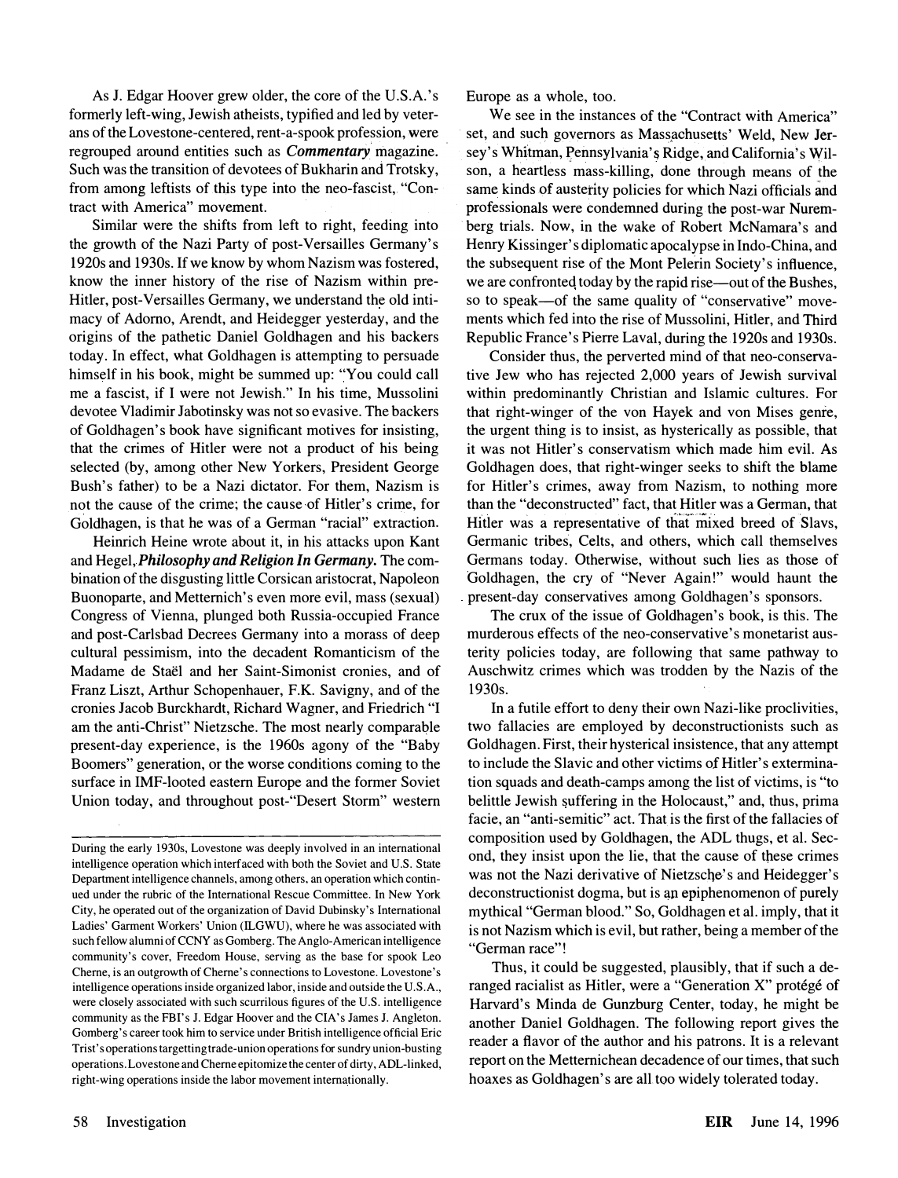As J. Edgar Hoover grew older, the core of the U.S.A.'s formerly left-wing, Jewish atheists, typified and led by veterans of the Lovestone-centered, rent-a-spook profession, were regrouped around entities such as ***Commentary*** magazine. Such was the transition of devotees of Bukharin and Trotsky, from among leftists of this type into the neo-fascist, "Contract with America" movement.

Similar were the shifts from left to right, feeding into the growth of the Nazi Party of post-Versailles Germany's 1920s and 1930s. If we know by whom Nazism was fostered, know the inner history of the rise of Nazism within pre-Hitler, post-Versailles Germany, we understand the old intimacy of Adorno, Arendt, and Heidegger yesterday, and the origins of the pathetic Daniel Goldhagen and his backers today. In effect, what Goldhagen is attempting to persuade himself in his book, might be summed up: "You could call me a fascist, if I were not Jewish." In his time, Mussolini devotee Vladimir Jabotinsky was not so evasive. The backers of Goldhagen's book have significant motives for insisting, that the crimes of Hitler were not a product of his being selected (by, among other New Yorkers, President George Bush's father) to be a Nazi dictator. For them, Nazism is not the cause of the crime; the cause of Hitler's crime, for Goldhagen, is that he was of a German "racial" extraction.

Heinrich Heine wrote about it, in his attacks upon Kant and Hegel, ***Philosophy and Religion In Germany.*** The combination of the disgusting little Corsican aristocrat, Napoleon Buonoparte, and Metternich's even more evil, mass (sexual) Congress of Vienna, plunged both Russia-occupied France and post-Carlsbad Decrees Germany into a morass of deep cultural pessimism, into the decadent Romanticism of the Madame de Staël and her Saint-Simonist cronies, and of Franz Liszt, Arthur Schopenhauer, F.K. Savigny, and of the cronies Jacob Burckhardt, Richard Wagner, and Friedrich "I am the anti-Christ" Nietzsche. The most nearly comparable present-day experience, is the 1960s agony of the "Baby Boomers" generation, or the worse conditions coming to the surface in IMF-looted eastern Europe and the former Soviet Union today, and throughout post-"Desert Storm" western Europe as a whole, too.

We see in the instances of the "Contract with America" set, and such governors as Massachusetts' Weld, New Jersey's Whitman, Pennsylvania's Ridge, and California's Wilson, a heartless mass-killing, done through means of the same kinds of austerity policies for which Nazi officials and professionals were condemned during the post-war Nuremberg trials. Now, in the wake of Robert McNamara's and Henry Kissinger's diplomatic apocalypse in Indo-China, and the subsequent rise of the Mont Pelerin Society's influence, we are confronted today by the rapid rise—out of the Bushes, so to speak—of the same quality of "conservative" movements which fed into the rise of Mussolini, Hitler, and Third Republic France's Pierre Laval, during the 1920s and 1930s.

Consider thus, the perverted mind of that neo-conservative Jew who has rejected 2,000 years of Jewish survival within predominantly Christian and Islamic cultures. For that right-winger of the von Hayek and von Mises genre, the urgent thing is to insist, as hysterically as possible, that it was not Hitler's conservatism which made him evil. As Goldhagen does, that right-winger seeks to shift the blame for Hitler's crimes, away from Nazism, to nothing more than the "deconstructed" fact, that Hitler was a German, that Hitler was a representative of that mixed breed of Slavs, Germanic tribes, Celts, and others, which call themselves Germans today. Otherwise, without such lies as those of Goldhagen, the cry of "Never Again!" would haunt the present-day conservatives among Goldhagen's sponsors.

The crux of the issue of Goldhagen's book, is this. The murderous effects of the neo-conservative's monetarist austerity policies today, are following that same pathway to Auschwitz crimes which was trodden by the Nazis of the 1930s.

In a futile effort to deny their own Nazi-like proclivities, two fallacies are employed by deconstructionists such as Goldhagen. First, their hysterical insistence, that any attempt to include the Slavic and other victims of Hitler's extermination squads and death-camps among the list of victims, is "to belittle Jewish suffering in the Holocaust," and, thus, prima facie, an "anti-semitic" act. That is the first of the fallacies of composition used by Goldhagen, the ADL thugs, et al. Second, they insist upon the lie, that the cause of these crimes was not the Nazi derivative of Nietzsche's and Heidegger's deconstructionist dogma, but is an epiphenomenon of purely mythical "German blood." So, Goldhagen et al. imply, that it is not Nazism which is evil, but rather, being a member of the "German race"!

Thus, it could be suggested, plausibly, that if such a deranged racialist as Hitler, were a "Generation X" protégé of Harvard's Minda de Gunzburg Center, today, he might be another Daniel Goldhagen. The following report gives the reader a flavor of the author and his patrons. It is a relevant report on the Metternichean decadence of our times, that such hoaxes as Goldhagen's are all too widely tolerated today.

---

During the early 1930s, Lovestone was deeply involved in an international intelligence operation which interfaced with both the Soviet and U.S. State Department intelligence channels, among others, an operation which continued under the rubric of the International Rescue Committee. In New York City, he operated out of the organization of David Dubinsky's International Ladies' Garment Workers' Union (ILGWU), where he was associated with such fellow alumni of CCNY as Gomberg. The Anglo-American intelligence community's cover, Freedom House, serving as the base for spook Leo Cherne, is an outgrowth of Cherne's connections to Lovestone. Lovestone's intelligence operations inside organized labor, inside and outside the U.S.A., were closely associated with such scurrilous figures of the U.S. intelligence community as the FBI's J. Edgar Hoover and the CIA's James J. Angleton. Gomberg's career took him to service under British intelligence official Eric Trist's operations targetting trade-union operations for sundry union-busting operations. Lovestone and Cherne epitomize the center of dirty, ADL-linked, right-wing operations inside the labor movement internationally.